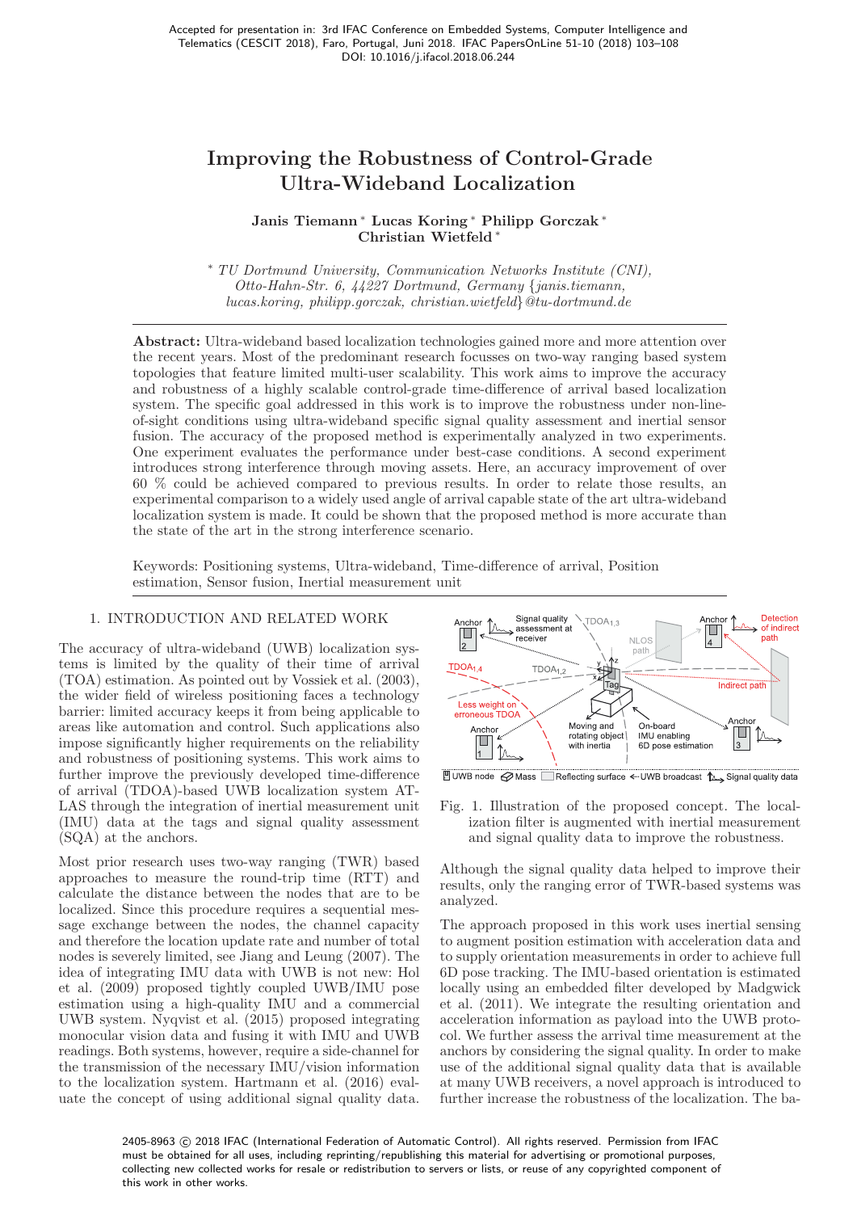Accepted for presentation in: 3rd IFAC Conference on Embedded Systems, Computer Intelligence and Telematics (CESCIT 2018), Faro, Portugal, Juni 2018. IFAC PapersOnLine 51-10 (2018) 103–108
DOI: 10.1016/j.ifacol.2018.06.244

# Improving the Robustness of Control-Grade Ultra-Wideband Localization

**Janis Tiemann** * **Lucas Koring** * **Philipp Gorczak** * **Christian Wietfeld** *

\* *TU Dortmund University, Communication Networks Institute (CNI), Otto-Hahn-Str. 6, 44227 Dortmund, Germany {janis.tiemann, lucas.koring, philipp.gorczak, christian.wietfeld}@tu-dortmund.de*

**Abstract:** Ultra-wideband based localization technologies gained more and more attention over the recent years. Most of the predominant research focusses on two-way ranging based system topologies that feature limited multi-user scalability. This work aims to improve the accuracy and robustness of a highly scalable control-grade time-difference of arrival based localization system. The specific goal addressed in this work is to improve the robustness under non-line-of-sight conditions using ultra-wideband specific signal quality assessment and inertial sensor fusion. The accuracy of the proposed method is experimentally analyzed in two experiments. One experiment evaluates the performance under best-case conditions. A second experiment introduces strong interference through moving assets. Here, an accuracy improvement of over 60 % could be achieved compared to previous results. In order to relate those results, an experimental comparison to a widely used angle of arrival capable state of the art ultra-wideband localization system is made. It could be shown that the proposed method is more accurate than the state of the art in the strong interference scenario.

Keywords: Positioning systems, Ultra-wideband, Time-difference of arrival, Position estimation, Sensor fusion, Inertial measurement unit

## 1. INTRODUCTION AND RELATED WORK

The accuracy of ultra-wideband (UWB) localization systems is limited by the quality of their time of arrival (TOA) estimation. As pointed out by Vossiek et al. (2003), the wider field of wireless positioning faces a technology barrier: limited accuracy keeps it from being applicable to areas like automation and control. Such applications also impose significantly higher requirements on the reliability and robustness of positioning systems. This work aims to further improve the previously developed time-difference of arrival (TDOA)-based UWB localization system ATLAS through the integration of inertial measurement unit (IMU) data at the tags and signal quality assessment (SQA) at the anchors.

Most prior research uses two-way ranging (TWR) based approaches to measure the round-trip time (RTT) and calculate the distance between the nodes that are to be localized. Since this procedure requires a sequential message exchange between the nodes, the channel capacity and therefore the location update rate and number of total nodes is severely limited, see Jiang and Leung (2007). The idea of integrating IMU data with UWB is not new: Hol et al. (2009) proposed tightly coupled UWB/IMU pose estimation using a high-quality IMU and a commercial UWB system. Nyqvist et al. (2015) proposed integrating monocular vision data and fusing it with IMU and UWB readings. Both systems, however, require a side-channel for the transmission of the necessary IMU/vision information to the localization system. Hartmann et al. (2016) evaluate the concept of using additional signal quality data. Although the signal quality data helped to improve their results, only the ranging error of TWR-based systems was analyzed.

Fig. 1. Illustration of the proposed concept. The localization filter is augmented with inertial measurement and signal quality data to improve the robustness.

The approach proposed in this work uses inertial sensing to augment position estimation with acceleration data and to supply orientation measurements in order to achieve full 6D pose tracking. The IMU-based orientation is estimated locally using an embedded filter developed by Madgwick et al. (2011). We integrate the resulting orientation and acceleration information as payload into the UWB protocol. We further assess the arrival time measurement at the anchors by considering the signal quality. In order to make use of the additional signal quality data that is available at many UWB receivers, a novel approach is introduced to further increase the robustness of the localization. The ba-

2405-8963 © 2018 IFAC (International Federation of Automatic Control). All rights reserved. Permission from IFAC must be obtained for all uses, including reprinting/republishing this material for advertising or promotional purposes, collecting new collected works for resale or redistribution to servers or lists, or reuse of any copyrighted component of this work in other works.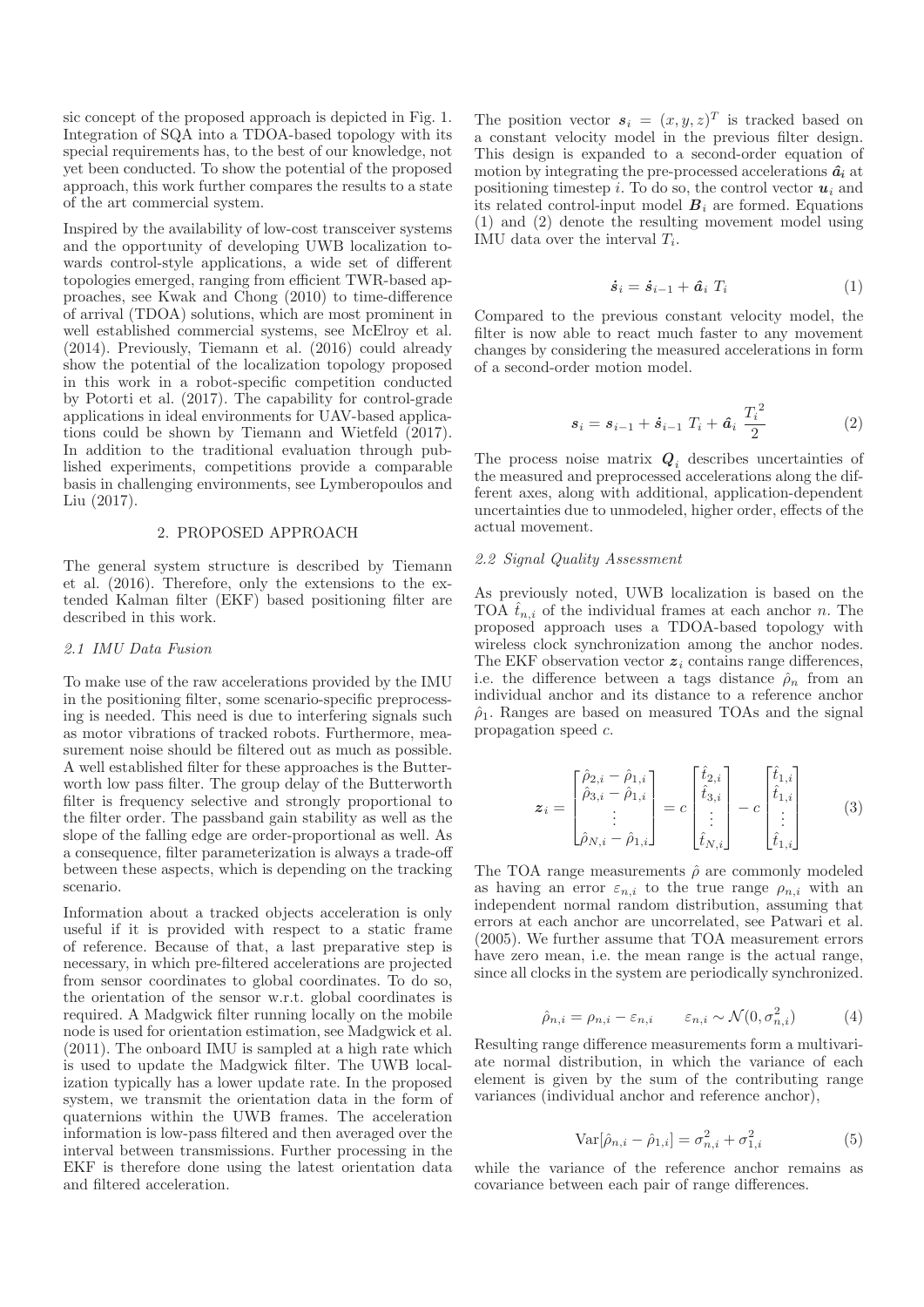sic concept of the proposed approach is depicted in Fig. 1. Integration of SQA into a TDOA-based topology with its special requirements has, to the best of our knowledge, not yet been conducted. To show the potential of the proposed approach, this work further compares the results to a state of the art commercial system.

Inspired by the availability of low-cost transceiver systems and the opportunity of developing UWB localization towards control-style applications, a wide set of different topologies emerged, ranging from efficient TWR-based approaches, see Kwak and Chong (2010) to time-difference of arrival (TDOA) solutions, which are most prominent in well established commercial systems, see McElroy et al. (2014). Previously, Tiemann et al. (2016) could already show the potential of the localization topology proposed in this work in a robot-specific competition conducted by Potorti et al. (2017). The capability for control-grade applications in ideal environments for UAV-based applications could be shown by Tiemann and Wietfeld (2017). In addition to the traditional evaluation through published experiments, competitions provide a comparable basis in challenging environments, see Lymberopoulos and Liu (2017).

## 2. PROPOSED APPROACH

The general system structure is described by Tiemann et al. (2016). Therefore, only the extensions to the extended Kalman filter (EKF) based positioning filter are described in this work.

### 2.1 IMU Data Fusion

To make use of the raw accelerations provided by the IMU in the positioning filter, some scenario-specific preprocessing is needed. This need is due to interfering signals such as motor vibrations of tracked robots. Furthermore, measurement noise should be filtered out as much as possible. A well established filter for these approaches is the Butterworth low pass filter. The group delay of the Butterworth filter is frequency selective and strongly proportional to the filter order. The passband gain stability as well as the slope of the falling edge are order-proportional as well. As a consequence, filter parameterization is always a trade-off between these aspects, which is depending on the tracking scenario.

Information about a tracked objects acceleration is only useful if it is provided with respect to a static frame of reference. Because of that, a last preparative step is necessary, in which pre-filtered accelerations are projected from sensor coordinates to global coordinates. To do so, the orientation of the sensor w.r.t. global coordinates is required. A Madgwick filter running locally on the mobile node is used for orientation estimation, see Madgwick et al. (2011). The onboard IMU is sampled at a high rate which is used to update the Madgwick filter. The UWB localization typically has a lower update rate. In the proposed system, we transmit the orientation data in the form of quaternions within the UWB frames. The acceleration information is low-pass filtered and then averaged over the interval between transmissions. Further processing in the EKF is therefore done using the latest orientation data and filtered acceleration.

The position vector $\boldsymbol{s}_i = (x, y, z)^T$ is tracked based on a constant velocity model in the previous filter design. This design is expanded to a second-order equation of motion by integrating the pre-processed accelerations $\hat{\boldsymbol{a}}_i$ at positioning timestep $i$. To do so, the control vector $\boldsymbol{u}_i$ and its related control-input model $\boldsymbol{B}_i$ are formed. Equations (1) and (2) denote the resulting movement model using IMU data over the interval $T_i$.

$$\dot{\boldsymbol{s}}_i = \dot{\boldsymbol{s}}_{i-1} + \hat{\boldsymbol{a}}_i\ T_i \tag{1}$$

Compared to the previous constant velocity model, the filter is now able to react much faster to any movement changes by considering the measured accelerations in form of a second-order motion model.

$$\boldsymbol{s}_i = \boldsymbol{s}_{i-1} + \dot{\boldsymbol{s}}_{i-1}\ T_i + \hat{\boldsymbol{a}}_i\ \frac{{T_i}^2}{2} \tag{2}$$

The process noise matrix $\boldsymbol{Q}_i$ describes uncertainties of the measured and preprocessed accelerations along the different axes, along with additional, application-dependent uncertainties due to unmodeled, higher order, effects of the actual movement.

### 2.2 Signal Quality Assessment

As previously noted, UWB localization is based on the TOA $\hat{t}_{n,i}$ of the individual frames at each anchor $n$. The proposed approach uses a TDOA-based topology with wireless clock synchronization among the anchor nodes. The EKF observation vector $\boldsymbol{z}_i$ contains range differences, i.e. the difference between a tags distance $\hat{\rho}_n$ from an individual anchor and its distance to a reference anchor $\hat{\rho}_1$. Ranges are based on measured TOAs and the signal propagation speed $c$.

$$\boldsymbol{z}_i = \begin{bmatrix} \hat{\rho}_{2,i} - \hat{\rho}_{1,i} \\ \hat{\rho}_{3,i} - \hat{\rho}_{1,i} \\ \vdots \\ \hat{\rho}_{N,i} - \hat{\rho}_{1,i} \end{bmatrix} = c \begin{bmatrix} \hat{t}_{2,i} \\ \hat{t}_{3,i} \\ \vdots \\ \hat{t}_{N,i} \end{bmatrix} - c \begin{bmatrix} \hat{t}_{1,i} \\ \hat{t}_{1,i} \\ \vdots \\ \hat{t}_{1,i} \end{bmatrix} \tag{3}$$

The TOA range measurements $\hat{\rho}$ are commonly modeled as having an error $\varepsilon_{n,i}$ to the true range $\rho_{n,i}$ with an independent normal random distribution, assuming that errors at each anchor are uncorrelated, see Patwari et al. (2005). We further assume that TOA measurement errors have zero mean, i.e. the mean range is the actual range, since all clocks in the system are periodically synchronized.

$$\hat{\rho}_{n,i} = \rho_{n,i} - \varepsilon_{n,i} \qquad \varepsilon_{n,i} \sim \mathcal{N}(0, \sigma_{n,i}^2) \tag{4}$$

Resulting range difference measurements form a multivariate normal distribution, in which the variance of each element is given by the sum of the contributing range variances (individual anchor and reference anchor),

$$\mathrm{Var}[\hat{\rho}_{n,i} - \hat{\rho}_{1,i}] = \sigma_{n,i}^2 + \sigma_{1,i}^2 \tag{5}$$

while the variance of the reference anchor remains as covariance between each pair of range differences.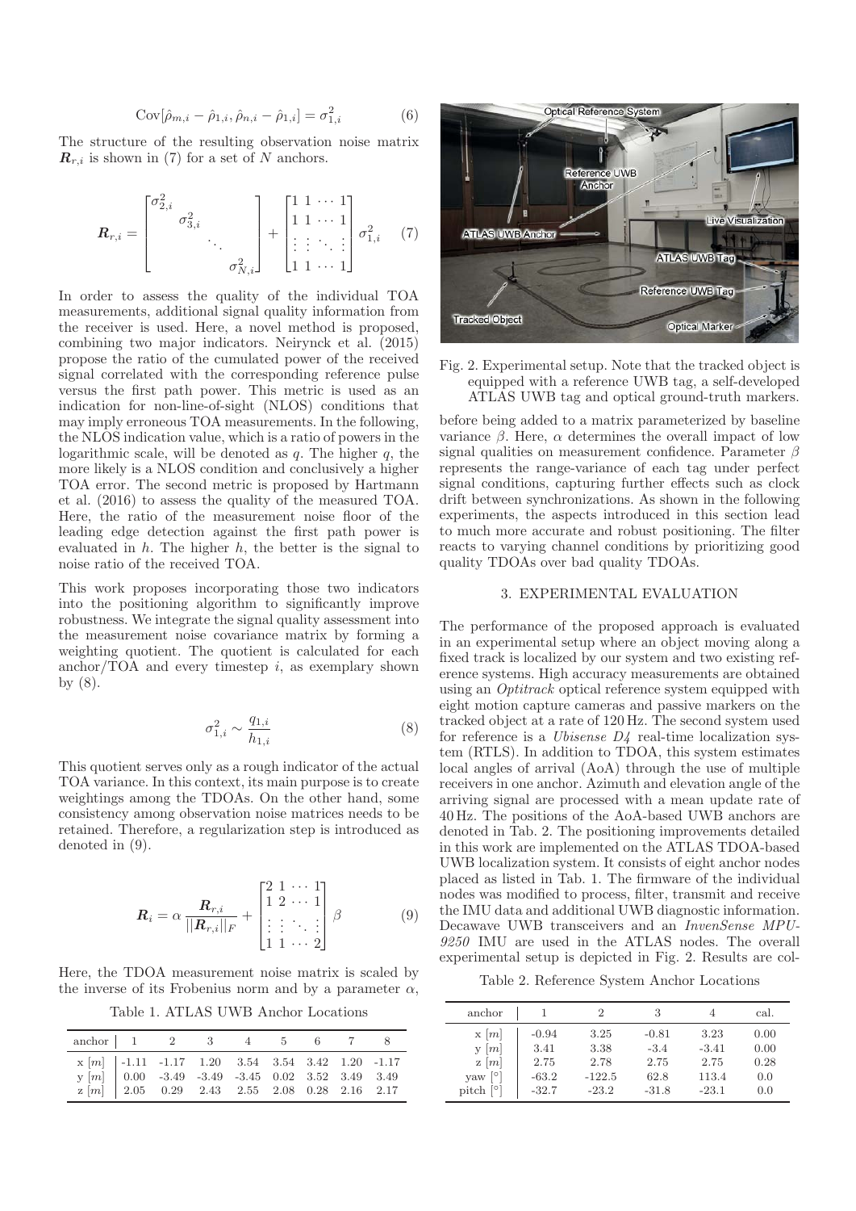$$\mathrm{Cov}[\hat{\rho}_{m,i} - \hat{\rho}_{1,i}, \hat{\rho}_{n,i} - \hat{\rho}_{1,i}] = \sigma_{1,i}^2 \tag{6}$$

The structure of the resulting observation noise matrix $\boldsymbol{R}_{r,i}$ is shown in (7) for a set of $N$ anchors.

$$\boldsymbol{R}_{r,i} = \begin{bmatrix} \sigma_{2,i}^2 & & & \\ & \sigma_{3,i}^2 & & \\ & & \ddots & \\ & & & \sigma_{N,i}^2 \end{bmatrix} + \begin{bmatrix} 1 & 1 & \cdots & 1 \\ 1 & 1 & \cdots & 1 \\ \vdots & \vdots & \ddots & \vdots \\ 1 & 1 & \cdots & 1 \end{bmatrix} \sigma_{1,i}^2 \tag{7}$$

In order to assess the quality of the individual TOA measurements, additional signal quality information from the receiver is used. Here, a novel method is proposed, combining two major indicators. Neirynck et al. (2015) propose the ratio of the cumulated power of the received signal correlated with the corresponding reference pulse versus the first path power. This metric is used as an indication for non-line-of-sight (NLOS) conditions that may imply erroneous TOA measurements. In the following, the NLOS indication value, which is a ratio of powers in the logarithmic scale, will be denoted as $q$. The higher $q$, the more likely is a NLOS condition and conclusively a higher TOA error. The second metric is proposed by Hartmann et al. (2016) to assess the quality of the measured TOA. Here, the ratio of the measurement noise floor of the leading edge detection against the first path power is evaluated in $h$. The higher $h$, the better is the signal to noise ratio of the received TOA.

This work proposes incorporating those two indicators into the positioning algorithm to significantly improve robustness. We integrate the signal quality assessment into the measurement noise covariance matrix by forming a weighting quotient. The quotient is calculated for each anchor/TOA and every timestep $i$, as exemplary shown by (8).

$$\sigma_{1,i}^2 \sim \frac{q_{1,i}}{h_{1,i}} \tag{8}$$

This quotient serves only as a rough indicator of the actual TOA variance. In this context, its main purpose is to create weightings among the TDOAs. On the other hand, some consistency among observation noise matrices needs to be retained. Therefore, a regularization step is introduced as denoted in (9).

$$\boldsymbol{R}_i = \alpha \, \frac{\boldsymbol{R}_{r,i}}{||\boldsymbol{R}_{r,i}||_F} + \begin{bmatrix} 2 & 1 & \cdots & 1 \\ 1 & 2 & \cdots & 1 \\ \vdots & \vdots & \ddots & \vdots \\ 1 & 1 & \cdots & 2 \end{bmatrix} \beta \tag{9}$$

Here, the TDOA measurement noise matrix is scaled by the inverse of its Frobenius norm and by a parameter $\alpha$, before being added to a matrix parameterized by baseline variance $\beta$. Here, $\alpha$ determines the overall impact of low signal qualities on measurement confidence. Parameter $\beta$ represents the range-variance of each tag under perfect signal conditions, capturing further effects such as clock drift between synchronizations. As shown in the following experiments, the aspects introduced in this section lead to much more accurate and robust positioning. The filter reacts to varying channel conditions by prioritizing good quality TDOAs over bad quality TDOAs.

Table 1. ATLAS UWB Anchor Locations

| anchor | 1 | 2 | 3 | 4 | 5 | 6 | 7 | 8 |
|---|---|---|---|---|---|---|---|---|
| x [m] | -1.11 | -1.17 | 1.20 | 3.54 | 3.54 | 3.42 | 1.20 | -1.17 |
| y [m] | 0.00 | -3.49 | -3.49 | -3.45 | 0.02 | 3.52 | 3.49 | 3.49 |
| z [m] | 2.05 | 0.29 | 2.43 | 2.55 | 2.08 | 0.28 | 2.16 | 2.17 |

Fig. 2. Experimental setup. Note that the tracked object is equipped with a reference UWB tag, a self-developed ATLAS UWB tag and optical ground-truth markers.

## 3. EXPERIMENTAL EVALUATION

The performance of the proposed approach is evaluated in an experimental setup where an object moving along a fixed track is localized by our system and two existing reference systems. High accuracy measurements are obtained using an *Optitrack* optical reference system equipped with eight motion capture cameras and passive markers on the tracked object at a rate of 120 Hz. The second system used for reference is a *Ubisense D4* real-time localization system (RTLS). In addition to TDOA, this system estimates local angles of arrival (AoA) through the use of multiple receivers in one anchor. Azimuth and elevation angle of the arriving signal are processed with a mean update rate of 40 Hz. The positions of the AoA-based UWB anchors are denoted in Tab. 2. The positioning improvements detailed in this work are implemented on the ATLAS TDOA-based UWB localization system. It consists of eight anchor nodes placed as listed in Tab. 1. The firmware of the individual nodes was modified to process, filter, transmit and receive the IMU data and additional UWB diagnostic information. Decawave UWB transceivers and an *InvenSense MPU-9250* IMU are used in the ATLAS nodes. The overall experimental setup is depicted in Fig. 2. Results are col-

Table 2. Reference System Anchor Locations

| anchor | 1 | 2 | 3 | 4 | cal. |
|---|---|---|---|---|---|
| x [m] | -0.94 | 3.25 | -0.81 | 3.23 | 0.00 |
| y [m] | 3.41 | 3.38 | -3.4 | -3.41 | 0.00 |
| z [m] | 2.75 | 2.78 | 2.75 | 2.75 | 0.28 |
| yaw [°] | -63.2 | -122.5 | 62.8 | 113.4 | 0.0 |
| pitch [°] | -32.7 | -23.2 | -31.8 | -23.1 | 0.0 |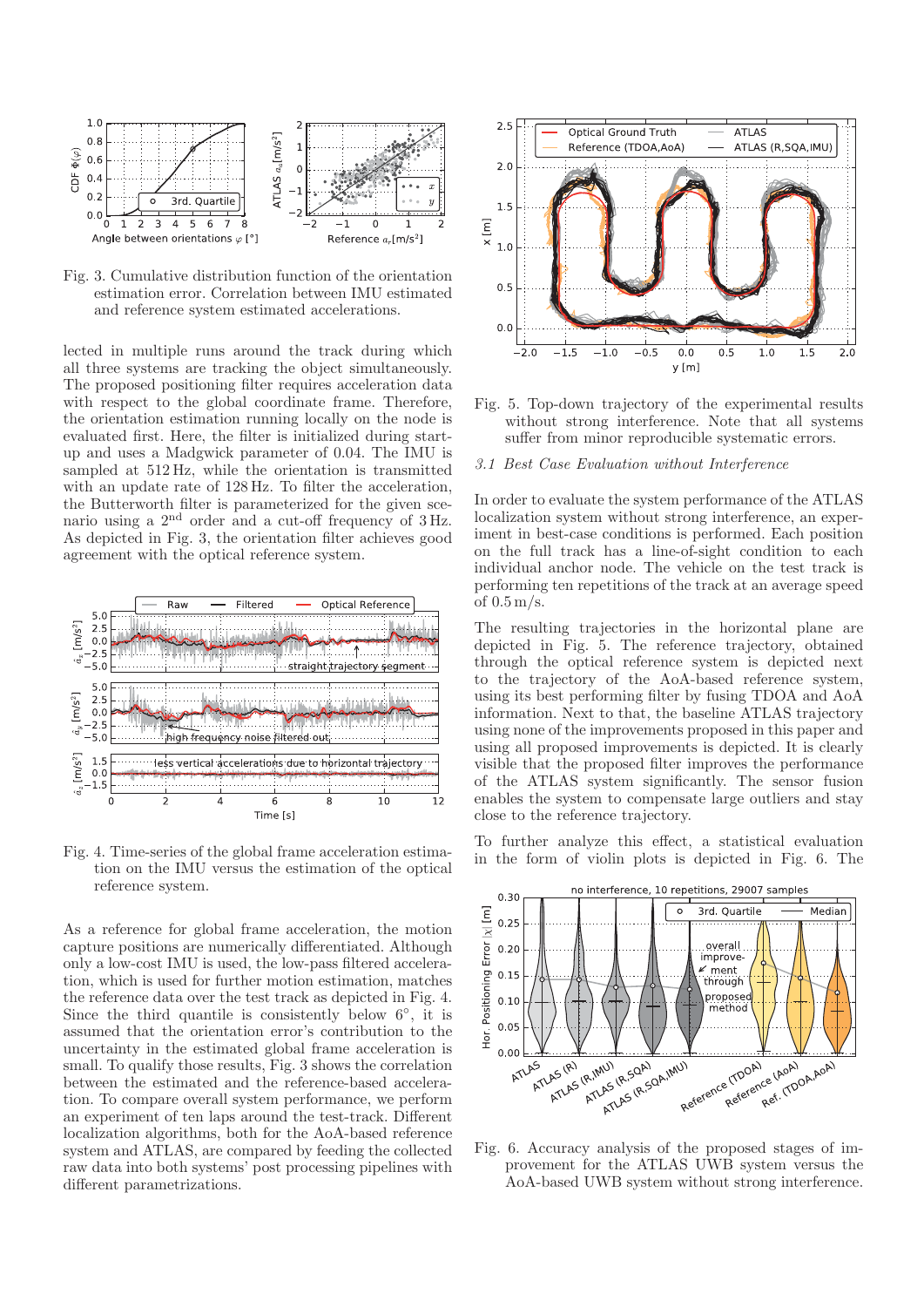Fig. 3. Cumulative distribution function of the orientation estimation error. Correlation between IMU estimated and reference system estimated accelerations.

lected in multiple runs around the track during which all three systems are tracking the object simultaneously. The proposed positioning filter requires acceleration data with respect to the global coordinate frame. Therefore, the orientation estimation running locally on the node is evaluated first. Here, the filter is initialized during start-up and uses a Madgwick parameter of 0.04. The IMU is sampled at 512 Hz, while the orientation is transmitted with an update rate of 128 Hz. To filter the acceleration, the Butterworth filter is parameterized for the given scenario using a 2[nd] order and a cut-off frequency of 3 Hz. As depicted in Fig. 3, the orientation filter achieves good agreement with the optical reference system.

Fig. 4. Time-series of the global frame acceleration estimation on the IMU versus the estimation of the optical reference system.

As a reference for global frame acceleration, the motion capture positions are numerically differentiated. Although only a low-cost IMU is used, the low-pass filtered acceleration, which is used for further motion estimation, matches the reference data over the test track as depicted in Fig. 4. Since the third quantile is consistently below 6°, it is assumed that the orientation error's contribution to the uncertainty in the estimated global frame acceleration is small. To qualify those results, Fig. 3 shows the correlation between the estimated and the reference-based acceleration. To compare overall system performance, we perform an experiment of ten laps around the test-track. Different localization algorithms, both for the AoA-based reference system and ATLAS, are compared by feeding the collected raw data into both systems' post processing pipelines with different parametrizations.

Fig. 5. Top-down trajectory of the experimental results without strong interference. Note that all systems suffer from minor reproducible systematic errors.

### 3.1 Best Case Evaluation without Interference

In order to evaluate the system performance of the ATLAS localization system without strong interference, an experiment in best-case conditions is performed. Each position on the full track has a line-of-sight condition to each individual anchor node. The vehicle on the test track is performing ten repetitions of the track at an average speed of 0.5 m/s.

The resulting trajectories in the horizontal plane are depicted in Fig. 5. The reference trajectory, obtained through the optical reference system is depicted next to the trajectory of the AoA-based reference system, using its best performing filter by fusing TDOA and AoA information. Next to that, the baseline ATLAS trajectory using none of the improvements proposed in this paper and using all proposed improvements is depicted. It is clearly visible that the proposed filter improves the performance of the ATLAS system significantly. The sensor fusion enables the system to compensate large outliers and stay close to the reference trajectory.

To further analyze this effect, a statistical evaluation in the form of violin plots is depicted in Fig. 6. The

Fig. 6. Accuracy analysis of the proposed stages of improvement for the ATLAS UWB system versus the AoA-based UWB system without strong interference.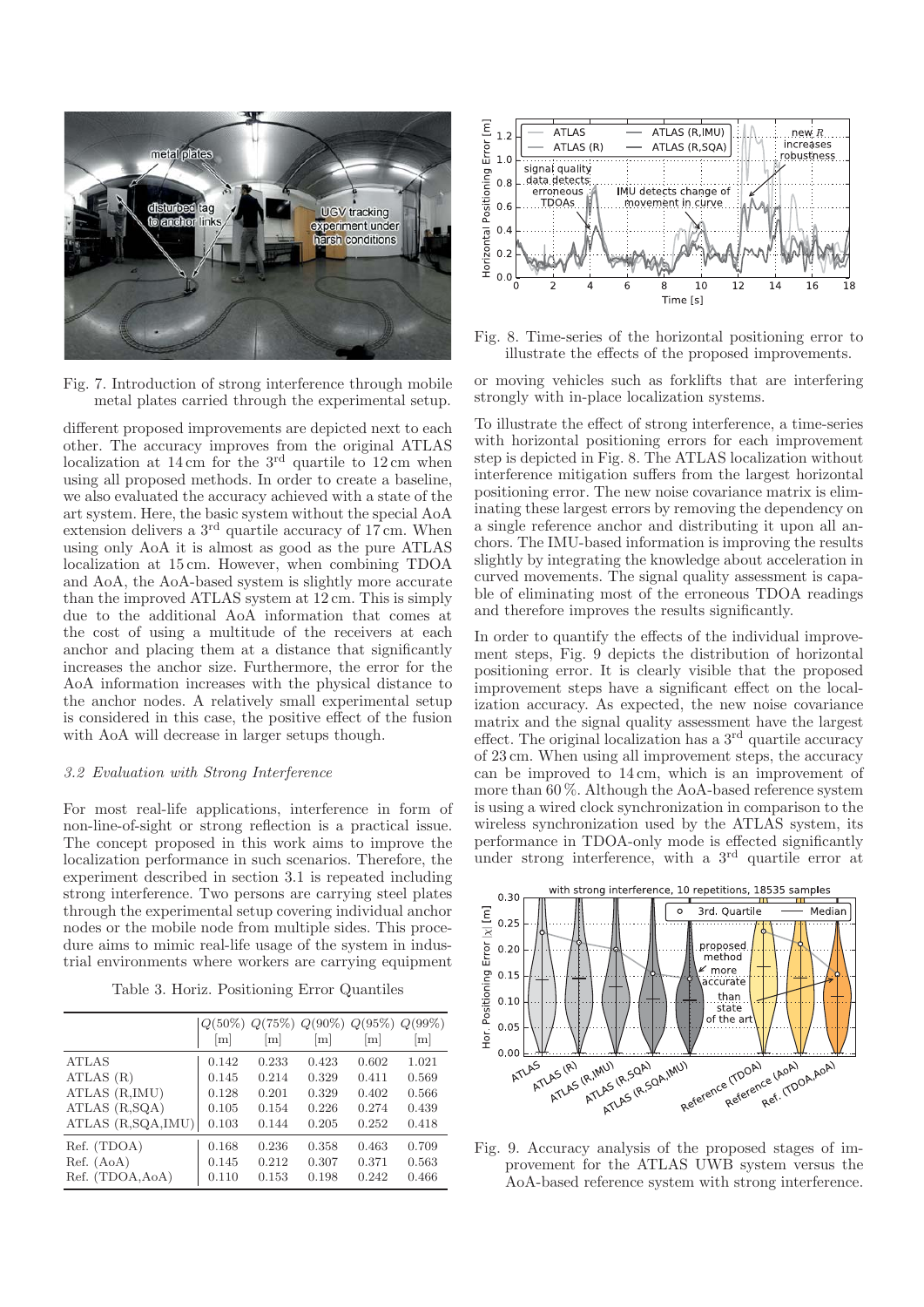Fig. 7. Introduction of strong interference through mobile metal plates carried through the experimental setup.

different proposed improvements are depicted next to each other. The accuracy improves from the original ATLAS localization at 14 cm for the 3[rd] quartile to 12 cm when using all proposed methods. In order to create a baseline, we also evaluated the accuracy achieved with a state of the art system. Here, the basic system without the special AoA extension delivers a 3[rd] quartile accuracy of 17 cm. When using only AoA it is almost as good as the pure ATLAS localization at 15 cm. However, when combining TDOA and AoA, the AoA-based system is slightly more accurate than the improved ATLAS system at 12 cm. This is simply due to the additional AoA information that comes at the cost of using a multitude of the receivers at each anchor and placing them at a distance that significantly increases the anchor size. Furthermore, the error for the AoA information increases with the physical distance to the anchor nodes. A relatively small experimental setup is considered in this case, the positive effect of the fusion with AoA will decrease in larger setups though.

### *3.2 Evaluation with Strong Interference*

For most real-life applications, interference in form of non-line-of-sight or strong reflection is a practical issue. The concept proposed in this work aims to improve the localization performance in such scenarios. Therefore, the experiment described in section 3.1 is repeated including strong interference. Two persons are carrying steel plates through the experimental setup covering individual anchor nodes or the mobile node from multiple sides. This procedure aims to mimic real-life usage of the system in industrial environments where workers are carrying equipment

Table 3. Horiz. Positioning Error Quantiles

| | $Q(50\%)$ [m] | $Q(75\%)$ [m] | $Q(90\%)$ [m] | $Q(95\%)$ [m] | $Q(99\%)$ [m] |
|---|---|---|---|---|---|
| ATLAS | 0.142 | 0.233 | 0.423 | 0.602 | 1.021 |
| ATLAS (R) | 0.145 | 0.214 | 0.329 | 0.411 | 0.569 |
| ATLAS (R,IMU) | 0.128 | 0.201 | 0.329 | 0.402 | 0.566 |
| ATLAS (R,SQA) | 0.105 | 0.154 | 0.226 | 0.274 | 0.439 |
| ATLAS (R,SQA,IMU) | 0.103 | 0.144 | 0.205 | 0.252 | 0.418 |
| Ref. (TDOA) | 0.168 | 0.236 | 0.358 | 0.463 | 0.709 |
| Ref. (AoA) | 0.145 | 0.212 | 0.307 | 0.371 | 0.563 |
| Ref. (TDOA,AoA) | 0.110 | 0.153 | 0.198 | 0.242 | 0.466 |

Fig. 8. Time-series of the horizontal positioning error to illustrate the effects of the proposed improvements.

or moving vehicles such as forklifts that are interfering strongly with in-place localization systems.

To illustrate the effect of strong interference, a time-series with horizontal positioning errors for each improvement step is depicted in Fig. 8. The ATLAS localization without interference mitigation suffers from the largest horizontal positioning error. The new noise covariance matrix is eliminating these largest errors by removing the dependency on a single reference anchor and distributing it upon all anchors. The IMU-based information is improving the results slightly by integrating the knowledge about acceleration in curved movements. The signal quality assessment is capable of eliminating most of the erroneous TDOA readings and therefore improves the results significantly.

In order to quantify the effects of the individual improvement steps, Fig. 9 depicts the distribution of horizontal positioning error. It is clearly visible that the proposed improvement steps have a significant effect on the localization accuracy. As expected, the new noise covariance matrix and the signal quality assessment have the largest effect. The original localization has a 3[rd] quartile accuracy of 23 cm. When using all improvement steps, the accuracy can be improved to 14 cm, which is an improvement of more than 60 %. Although the AoA-based reference system is using a wired clock synchronization in comparison to the wireless synchronization used by the ATLAS system, its performance in TDOA-only mode is effected significantly under strong interference, with a 3[rd] quartile error at

Fig. 9. Accuracy analysis of the proposed stages of improvement for the ATLAS UWB system versus the AoA-based reference system with strong interference.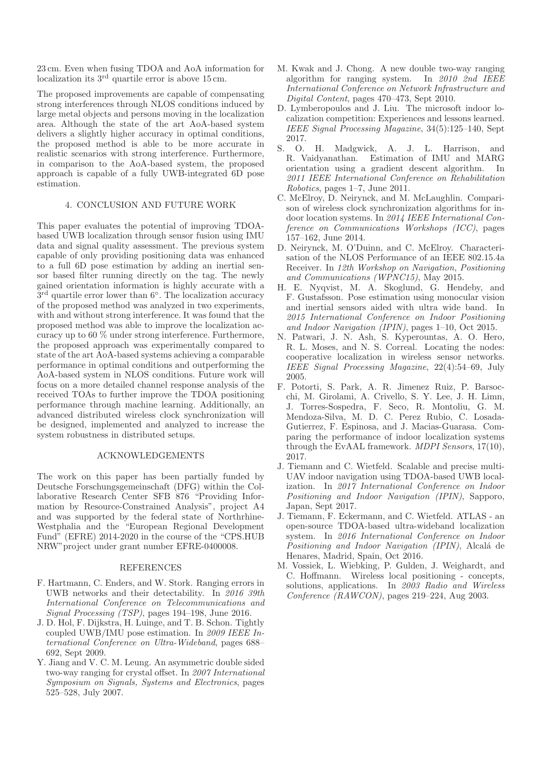23 cm. Even when fusing TDOA and AoA information for localization its 3rd quartile error is above 15 cm.

The proposed improvements are capable of compensating strong interferences through NLOS conditions induced by large metal objects and persons moving in the localization area. Although the state of the art AoA-based system delivers a slightly higher accuracy in optimal conditions, the proposed method is able to be more accurate in realistic scenarios with strong interference. Furthermore, in comparison to the AoA-based system, the proposed approach is capable of a fully UWB-integrated 6D pose estimation.

## 4. CONCLUSION AND FUTURE WORK

This paper evaluates the potential of improving TDOA-based UWB localization through sensor fusion using IMU data and signal quality assessment. The previous system capable of only providing positioning data was enhanced to a full 6D pose estimation by adding an inertial sensor based filter running directly on the tag. The newly gained orientation information is highly accurate with a 3rd quartile error lower than 6°. The localization accuracy of the proposed method was analyzed in two experiments, with and without strong interference. It was found that the proposed method was able to improve the localization accuracy up to 60 % under strong interference. Furthermore, the proposed approach was experimentally compared to state of the art AoA-based systems achieving a comparable performance in optimal conditions and outperforming the AoA-based system in NLOS conditions. Future work will focus on a more detailed channel response analysis of the received TOAs to further improve the TDOA positioning performance through machine learning. Additionally, an advanced distributed wireless clock synchronization will be designed, implemented and analyzed to increase the system robustness in distributed setups.

## ACKNOWLEDGEMENTS

The work on this paper has been partially funded by Deutsche Forschungsgemeinschaft (DFG) within the Collaborative Research Center SFB 876 "Providing Information by Resource-Constrained Analysis", project A4 and was supported by the federal state of Northrhine-Westphalia and the "European Regional Development Fund" (EFRE) 2014-2020 in the course of the "CPS.HUB NRW"project under grant number EFRE-0400008.

## REFERENCES

F. Hartmann, C. Enders, and W. Stork. Ranging errors in UWB networks and their detectability. In *2016 39th International Conference on Telecommunications and Signal Processing (TSP)*, pages 194–198, June 2016.

J. D. Hol, F. Dijkstra, H. Luinge, and T. B. Schon. Tightly coupled UWB/IMU pose estimation. In *2009 IEEE International Conference on Ultra-Wideband*, pages 688–692, Sept 2009.

Y. Jiang and V. C. M. Leung. An asymmetric double sided two-way ranging for crystal offset. In *2007 International Symposium on Signals, Systems and Electronics*, pages 525–528, July 2007.

M. Kwak and J. Chong. A new double two-way ranging algorithm for ranging system. In *2010 2nd IEEE International Conference on Network Infrastructure and Digital Content*, pages 470–473, Sept 2010.

D. Lymberopoulos and J. Liu. The microsoft indoor localization competition: Experiences and lessons learned. *IEEE Signal Processing Magazine*, 34(5):125–140, Sept 2017.

S. O. H. Madgwick, A. J. L. Harrison, and R. Vaidyanathan. Estimation of IMU and MARG orientation using a gradient descent algorithm. In *2011 IEEE International Conference on Rehabilitation Robotics*, pages 1–7, June 2011.

C. McElroy, D. Neirynck, and M. McLaughlin. Comparison of wireless clock synchronization algorithms for indoor location systems. In *2014 IEEE International Conference on Communications Workshops (ICC)*, pages 157–162, June 2014.

D. Neirynck, M. O'Duinn, and C. McElroy. Characterisation of the NLOS Performance of an IEEE 802.15.4a Receiver. In *12th Workshop on Navigation, Positioning and Communications (WPNC15)*, May 2015.

H. E. Nyqvist, M. A. Skoglund, G. Hendeby, and F. Gustafsson. Pose estimation using monocular vision and inertial sensors aided with ultra wide band. In *2015 International Conference on Indoor Positioning and Indoor Navigation (IPIN)*, pages 1–10, Oct 2015.

N. Patwari, J. N. Ash, S. Kyperountas, A. O. Hero, R. L. Moses, and N. S. Correal. Locating the nodes: cooperative localization in wireless sensor networks. *IEEE Signal Processing Magazine*, 22(4):54–69, July 2005.

F. Potorti, S. Park, A. R. Jimenez Ruiz, P. Barsocchi, M. Girolami, A. Crivello, S. Y. Lee, J. H. Limn, J. Torres-Sospedra, F. Seco, R. Montoliu, G. M. Mendoza-Silva, M. D. C. Perez Rubio, C. Losada-Gutierrez, F. Espinosa, and J. Macias-Guarasa. Comparing the performance of indoor localization systems through the EvAAL framework. *MDPI Sensors*, 17(10), 2017.

J. Tiemann and C. Wietfeld. Scalable and precise multi-UAV indoor navigation using TDOA-based UWB localization. In *2017 International Conference on Indoor Positioning and Indoor Navigation (IPIN)*, Sapporo, Japan, Sept 2017.

J. Tiemann, F. Eckermann, and C. Wietfeld. ATLAS - an open-source TDOA-based ultra-wideband localization system. In *2016 International Conference on Indoor Positioning and Indoor Navigation (IPIN)*, Alcalá de Henares, Madrid, Spain, Oct 2016.

M. Vossiek, L. Wiebking, P. Gulden, J. Weighardt, and C. Hoffmann. Wireless local positioning - concepts, solutions, applications. In *2003 Radio and Wireless Conference (RAWCON)*, pages 219–224, Aug 2003.